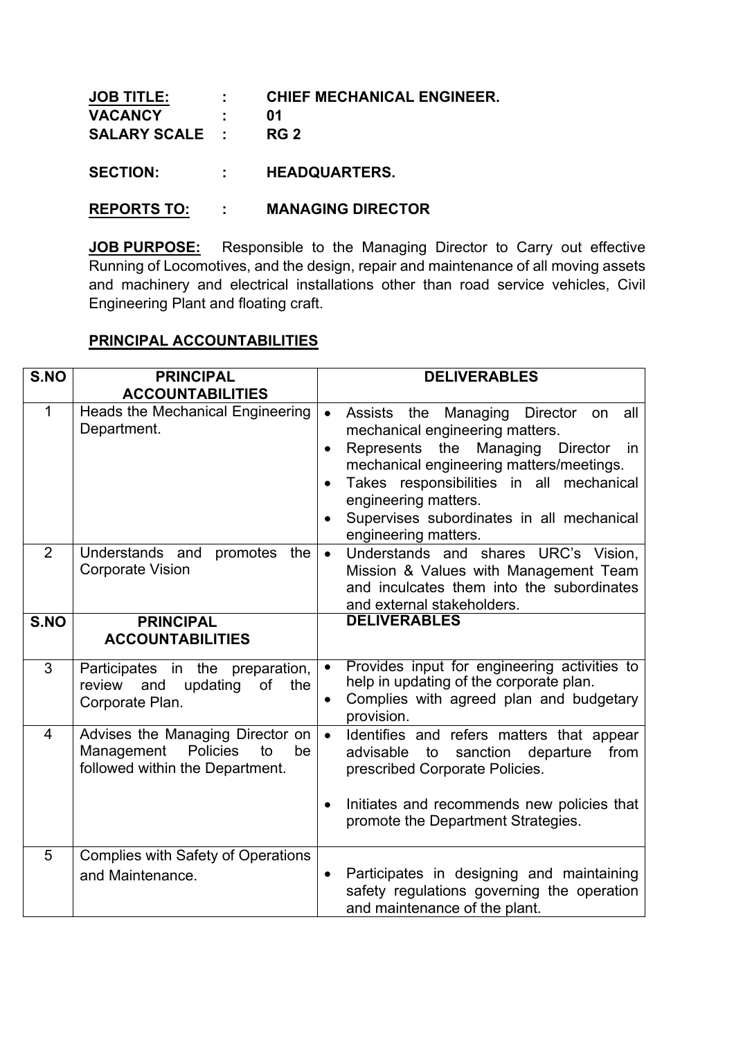**JOB TITLE:** : **CHIEF MECHANICAL ENGINEER.**
**VACANCY** : **01**
**SALARY SCALE** : **RG 2**

**SECTION:** : **HEADQUARTERS.**

**REPORTS TO:** : **MANAGING DIRECTOR**

**JOB PURPOSE:** Responsible to the Managing Director to Carry out effective Running of Locomotives, and the design, repair and maintenance of all moving assets and machinery and electrical installations other than road service vehicles, Civil Engineering Plant and floating craft.

## PRINCIPAL ACCOUNTABILITIES

| S.NO | PRINCIPAL ACCOUNTABILITIES | DELIVERABLES |
|---|---|---|
| 1 | Heads the Mechanical Engineering Department. | • Assists the Managing Director on all mechanical engineering matters.<br>• Represents the Managing Director in mechanical engineering matters/meetings.<br>• Takes responsibilities in all mechanical engineering matters.<br>• Supervises subordinates in all mechanical engineering matters. |
| 2 | Understands and promotes the Corporate Vision | • Understands and shares URC's Vision, Mission & Values with Management Team and inculcates them into the subordinates and external stakeholders. |
| 3 | Participates in the preparation, review and updating of the Corporate Plan. | • Provides input for engineering activities to help in updating of the corporate plan.<br>• Complies with agreed plan and budgetary provision. |
| 4 | Advises the Managing Director on Management Policies to be followed within the Department. | • Identifies and refers matters that appear advisable to sanction departure from prescribed Corporate Policies.<br>• Initiates and recommends new policies that promote the Department Strategies. |
| 5 | Complies with Safety of Operations and Maintenance. | • Participates in designing and maintaining safety regulations governing the operation and maintenance of the plant. |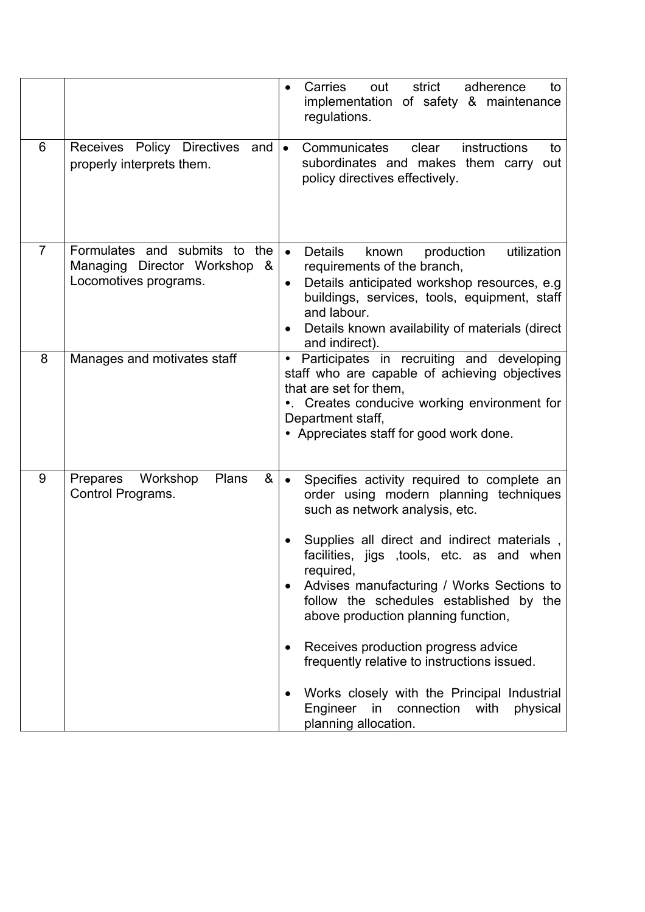| | | |
|---|---|---|
| | | • Carries out strict adherence to implementation of safety & maintenance regulations. |
| 6 | Receives Policy Directives and properly interprets them. | • Communicates clear instructions to subordinates and makes them carry out policy directives effectively. |
| 7 | Formulates and submits to the Managing Director Workshop & Locomotives programs. | • Details known production utilization requirements of the branch,<br>• Details anticipated workshop resources, e.g buildings, services, tools, equipment, staff and labour.<br>• Details known availability of materials (direct and indirect). |
| 8 | Manages and motivates staff | • Participates in recruiting and developing staff who are capable of achieving objectives that are set for them,<br>•. Creates conducive working environment for Department staff,<br>• Appreciates staff for good work done. |
| 9 | Prepares Workshop Plans & Control Programs. | • Specifies activity required to complete an order using modern planning techniques such as network analysis, etc.<br>• Supplies all direct and indirect materials , facilities, jigs ,tools, etc. as and when required,<br>• Advises manufacturing / Works Sections to follow the schedules established by the above production planning function,<br>• Receives production progress advice frequently relative to instructions issued.<br>• Works closely with the Principal Industrial Engineer in connection with physical planning allocation. |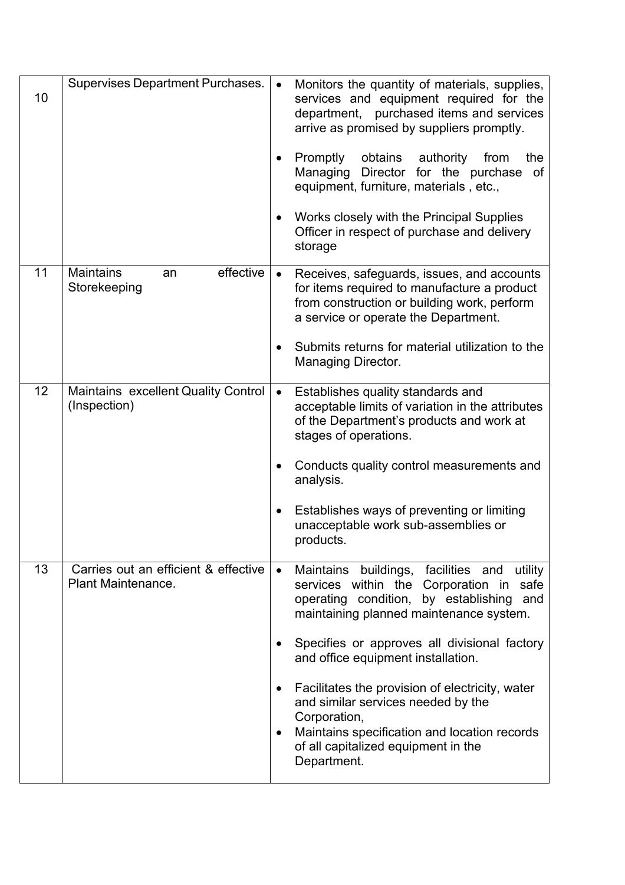| | | |
|---|---|---|
| 10 | Supervises Department Purchases. | • Monitors the quantity of materials, supplies, services and equipment required for the department, purchased items and services arrive as promised by suppliers promptly.<br><br>• Promptly obtains authority from the Managing Director for the purchase of equipment, furniture, materials , etc.,<br><br>• Works closely with the Principal Supplies Officer in respect of purchase and delivery storage |
| 11 | Maintains an effective Storekeeping | • Receives, safeguards, issues, and accounts for items required to manufacture a product from construction or building work, perform a service or operate the Department.<br><br>• Submits returns for material utilization to the Managing Director. |
| 12 | Maintains excellent Quality Control (Inspection) | • Establishes quality standards and acceptable limits of variation in the attributes of the Department's products and work at stages of operations.<br><br>• Conducts quality control measurements and analysis.<br><br>• Establishes ways of preventing or limiting unacceptable work sub-assemblies or products. |
| 13 | Carries out an efficient & effective Plant Maintenance. | • Maintains buildings, facilities and utility services within the Corporation in safe operating condition, by establishing and maintaining planned maintenance system.<br><br>• Specifies or approves all divisional factory and office equipment installation.<br><br>• Facilitates the provision of electricity, water and similar services needed by the Corporation,<br>• Maintains specification and location records of all capitalized equipment in the Department. |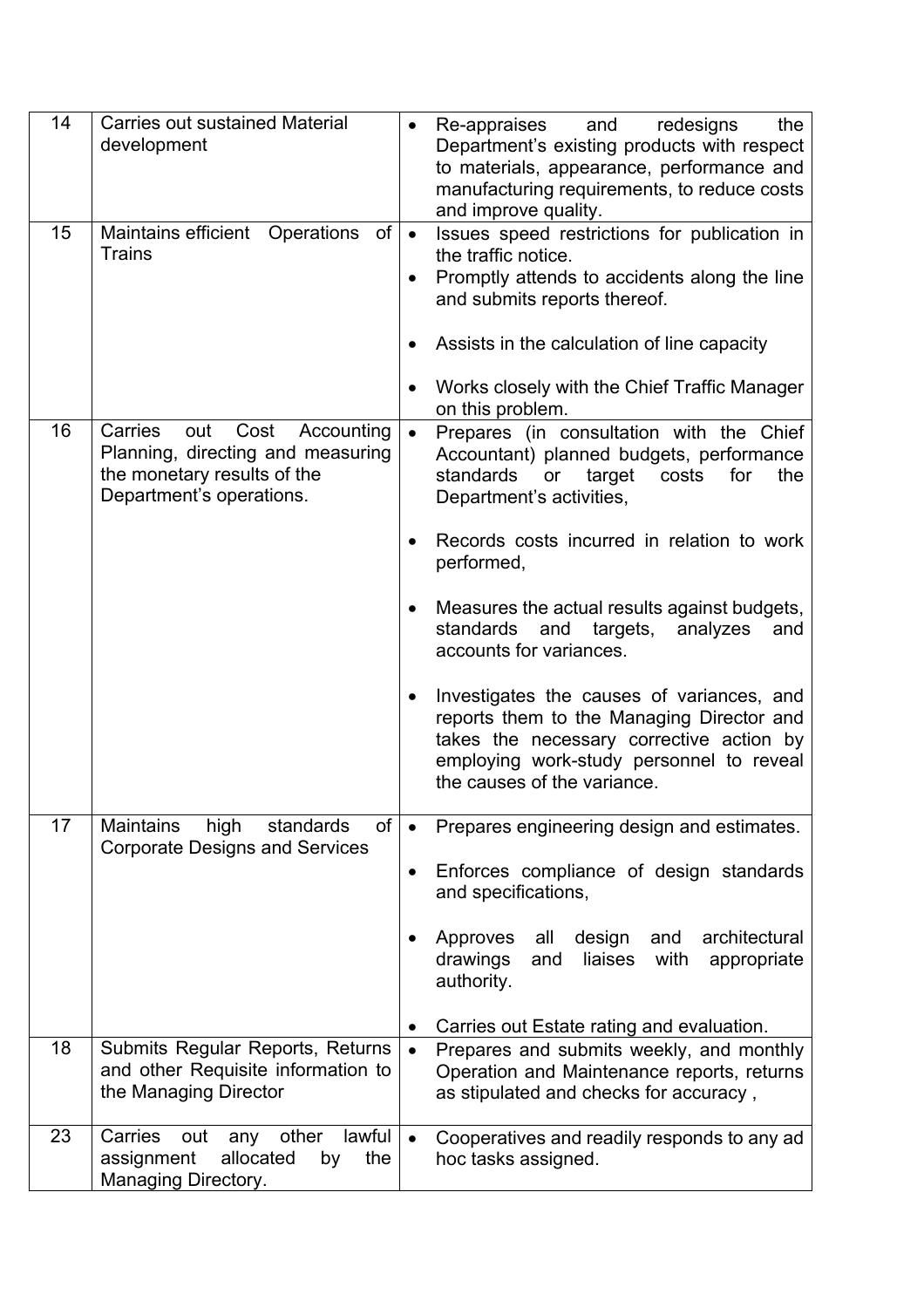| 14 | Carries out sustained Material development | • Re-appraises and redesigns the Department's existing products with respect to materials, appearance, performance and manufacturing requirements, to reduce costs and improve quality. |
|---|---|---|
| 15 | Maintains efficient Operations of Trains | • Issues speed restrictions for publication in the traffic notice.<br>• Promptly attends to accidents along the line and submits reports thereof.<br>• Assists in the calculation of line capacity<br>• Works closely with the Chief Traffic Manager on this problem. |
| 16 | Carries out Cost Accounting Planning, directing and measuring the monetary results of the Department's operations. | • Prepares (in consultation with the Chief Accountant) planned budgets, performance standards or target costs for the Department's activities,<br>• Records costs incurred in relation to work performed,<br>• Measures the actual results against budgets, standards and targets, analyzes and accounts for variances.<br>• Investigates the causes of variances, and reports them to the Managing Director and takes the necessary corrective action by employing work-study personnel to reveal the causes of the variance. |
| 17 | Maintains high standards of Corporate Designs and Services | • Prepares engineering design and estimates.<br>• Enforces compliance of design standards and specifications,<br>• Approves all design and architectural drawings and liaises with appropriate authority.<br>• Carries out Estate rating and evaluation. |
| 18 | Submits Regular Reports, Returns and other Requisite information to the Managing Director | • Prepares and submits weekly, and monthly Operation and Maintenance reports, returns as stipulated and checks for accuracy , |
| 23 | Carries out any other lawful assignment allocated by the Managing Directory. | • Cooperatives and readily responds to any ad hoc tasks assigned. |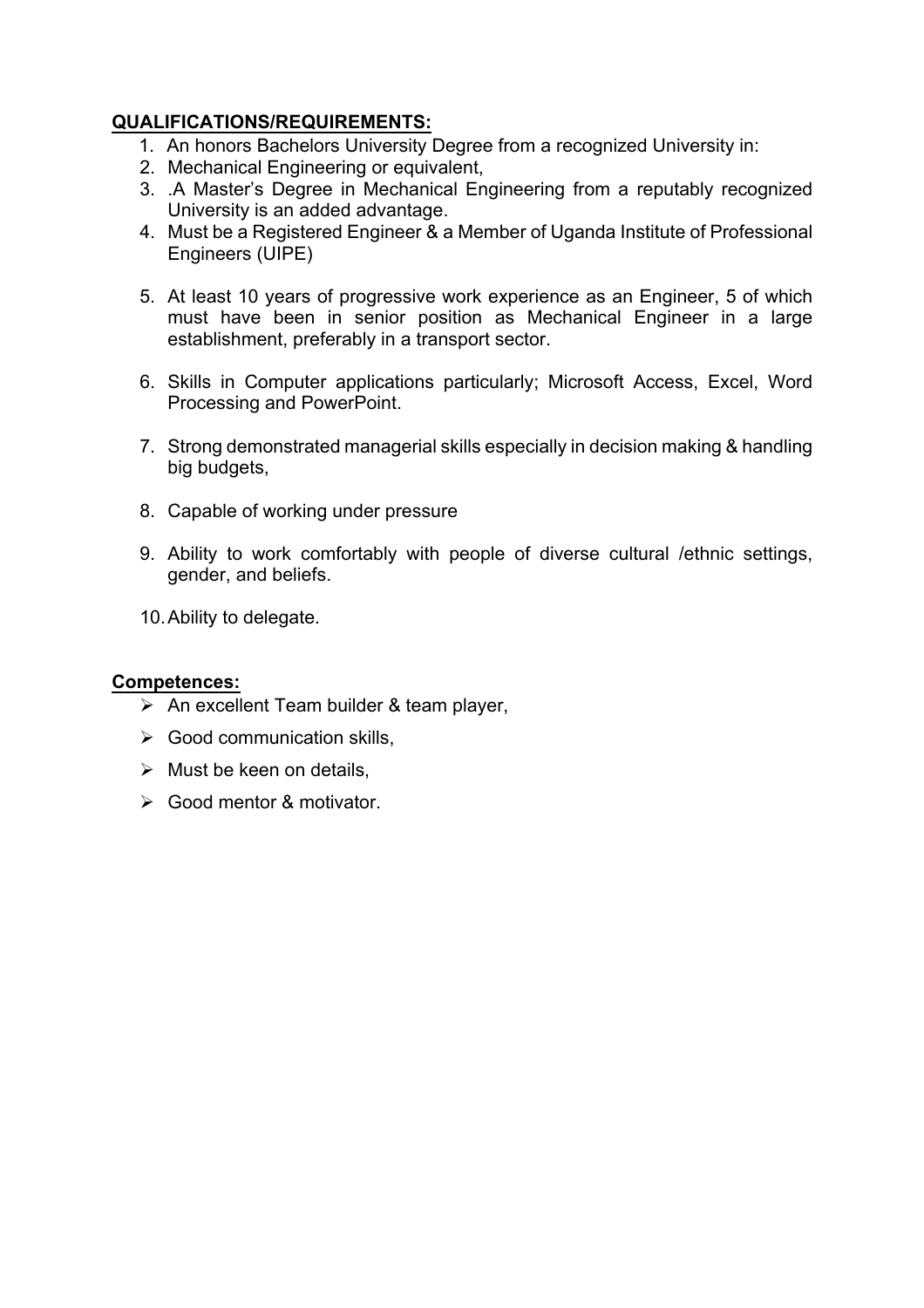**QUALIFICATIONS/REQUIREMENTS:**

1. An honors Bachelors University Degree from a recognized University in:
2. Mechanical Engineering or equivalent,
3. .A Master's Degree in Mechanical Engineering from a reputably recognized University is an added advantage.
4. Must be a Registered Engineer & a Member of Uganda Institute of Professional Engineers (UIPE)
5. At least 10 years of progressive work experience as an Engineer, 5 of which must have been in senior position as Mechanical Engineer in a large establishment, preferably in a transport sector.
6. Skills in Computer applications particularly; Microsoft Access, Excel, Word Processing and PowerPoint.
7. Strong demonstrated managerial skills especially in decision making & handling big budgets,
8. Capable of working under pressure
9. Ability to work comfortably with people of diverse cultural /ethnic settings, gender, and beliefs.
10. Ability to delegate.

**Competences:**

- An excellent Team builder & team player,
- Good communication skills,
- Must be keen on details,
- Good mentor & motivator.